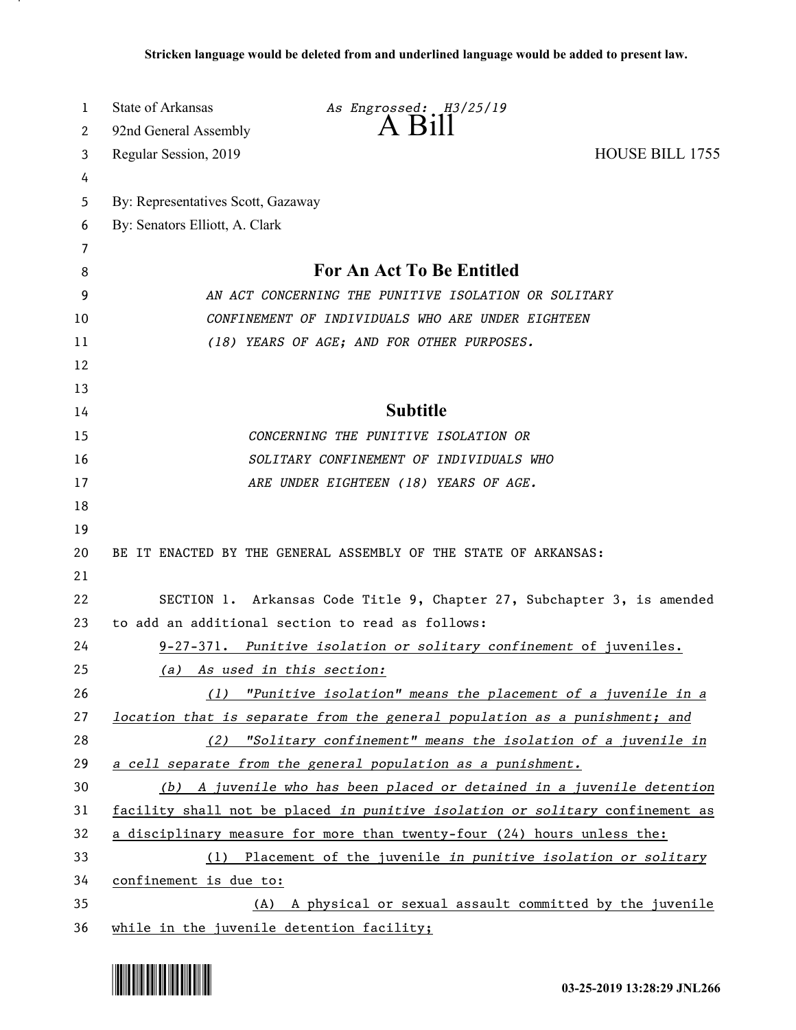**Stricken language would be deleted from and underlined language would be added to present law.**

State of Arkansas *As Engrossed: H3/25/19*

92nd General Assembly **A Bill**

Regular Session, 2019 HOUSE BILL 1755

By: Representatives Scott, Gazaway

By: Senators Elliott, A. Clark

## For An Act To Be Entitled

*AN ACT CONCERNING THE PUNITIVE ISOLATION OR SOLITARY CONFINEMENT OF INDIVIDUALS WHO ARE UNDER EIGHTEEN (18) YEARS OF AGE; AND FOR OTHER PURPOSES.*

## Subtitle

*CONCERNING THE PUNITIVE ISOLATION OR SOLITARY CONFINEMENT OF INDIVIDUALS WHO ARE UNDER EIGHTEEN (18) YEARS OF AGE.*

BE IT ENACTED BY THE GENERAL ASSEMBLY OF THE STATE OF ARKANSAS:

SECTION 1. Arkansas Code Title 9, Chapter 27, Subchapter 3, is amended to add an additional section to read as follows:

9-27-371. *Punitive isolation or solitary confinement* of juveniles.

*(a) As used in this section:*

*(1) "Punitive isolation" means the placement of a juvenile in a location that is separate from the general population as a punishment; and*

*(2) "Solitary confinement" means the isolation of a juvenile in a cell separate from the general population as a punishment.*

*(b) A juvenile who has been placed or detained in a juvenile detention* facility shall not be placed *in punitive isolation or solitary* confinement as a disciplinary measure for more than twenty-four (24) hours unless the:

(1) Placement of the juvenile *in punitive isolation or solitary* confinement is due to:

(A) A physical or sexual assault committed by the juvenile while in the juvenile detention facility;

03-25-2019 13:28:29 JNL266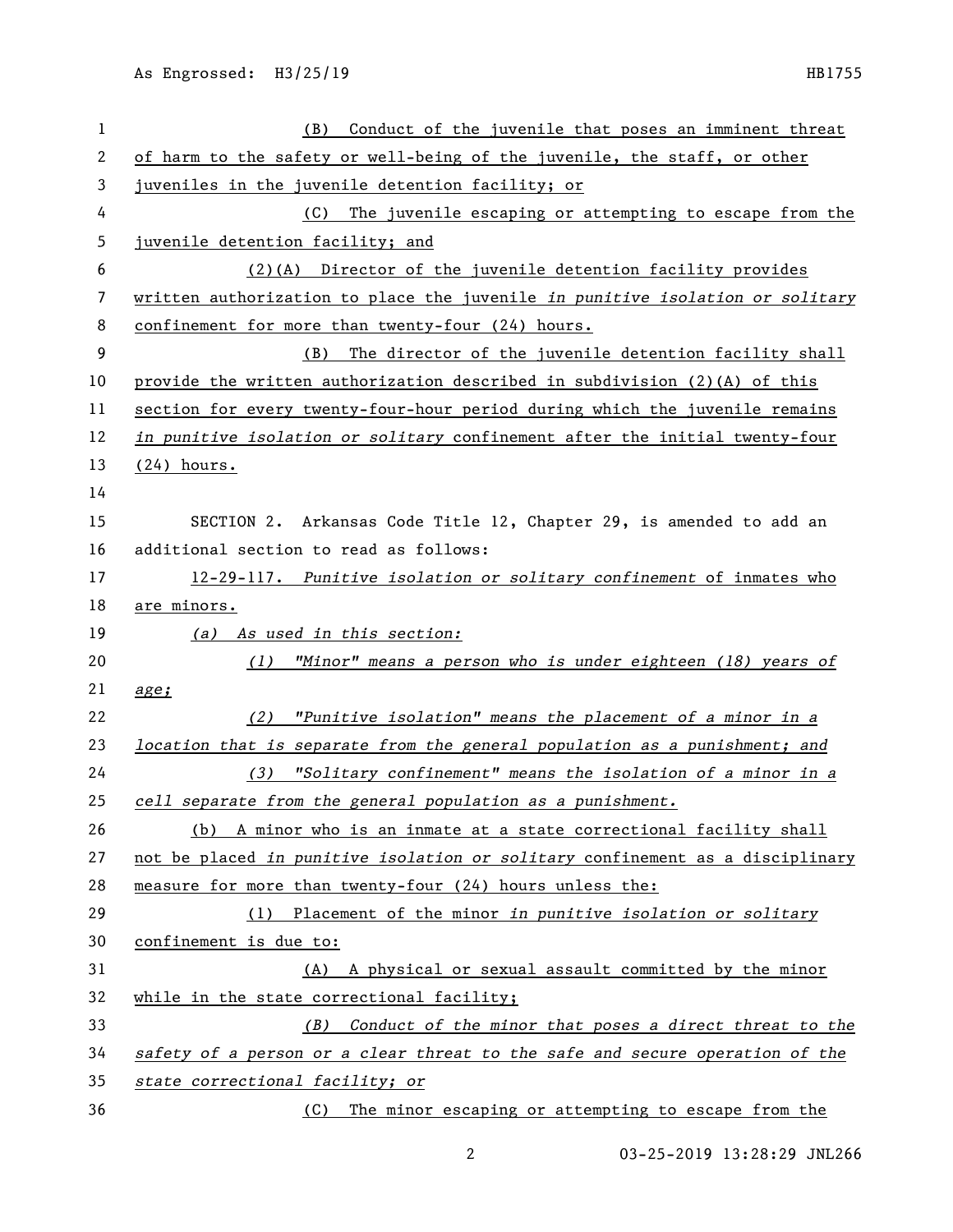(B) Conduct of the juvenile that poses an imminent threat of harm to the safety or well-being of the juvenile, the staff, or other juveniles in the juvenile detention facility; or

(C) The juvenile escaping or attempting to escape from the juvenile detention facility; and

(2)(A) Director of the juvenile detention facility provides written authorization to place the juvenile *in punitive isolation or solitary* confinement for more than twenty-four (24) hours.

(B) The director of the juvenile detention facility shall provide the written authorization described in subdivision (2)(A) of this section for every twenty-four-hour period during which the juvenile remains *in punitive isolation or solitary* confinement after the initial twenty-four (24) hours.

SECTION 2. Arkansas Code Title 12, Chapter 29, is amended to add an additional section to read as follows:

12-29-117. *Punitive isolation or solitary confinement* of inmates who are minors.

*(a) As used in this section:*

*(1) "Minor" means a person who is under eighteen (18) years of age;*

*(2) "Punitive isolation" means the placement of a minor in a location that is separate from the general population as a punishment; and*

*(3) "Solitary confinement" means the isolation of a minor in a cell separate from the general population as a punishment.*

(b) A minor who is an inmate at a state correctional facility shall not be placed *in punitive isolation or solitary* confinement as a disciplinary measure for more than twenty-four (24) hours unless the:

(1) Placement of the minor *in punitive isolation or solitary* confinement is due to:

(A) A physical or sexual assault committed by the minor while in the state correctional facility;

*(B) Conduct of the minor that poses a direct threat to the safety of a person or a clear threat to the safe and secure operation of the state correctional facility; or*

(C) The minor escaping or attempting to escape from the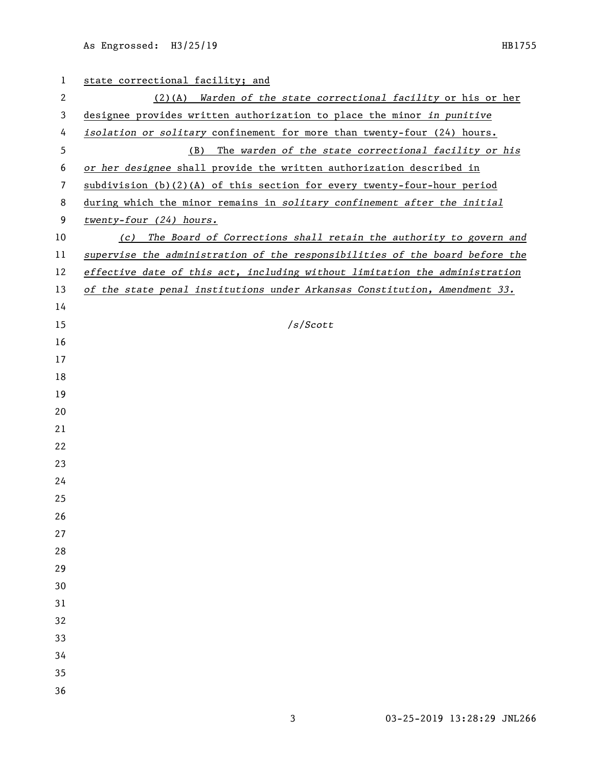state correctional facility; and

(2)(A) *Warden of the state correctional facility* or his or her designee provides written authorization to place the minor *in punitive isolation or solitary* confinement for more than twenty-four (24) hours.

(B) The *warden of the state correctional facility or his or her designee* shall provide the written authorization described in subdivision (b)(2)(A) of this section for every twenty-four-hour period during which the minor remains in *solitary confinement after the initial twenty-four (24) hours.*

*(c) The Board of Corrections shall retain the authority to govern and supervise the administration of the responsibilities of the board before the effective date of this act, including without limitation the administration of the state penal institutions under Arkansas Constitution, Amendment 33.*

/s/Scott